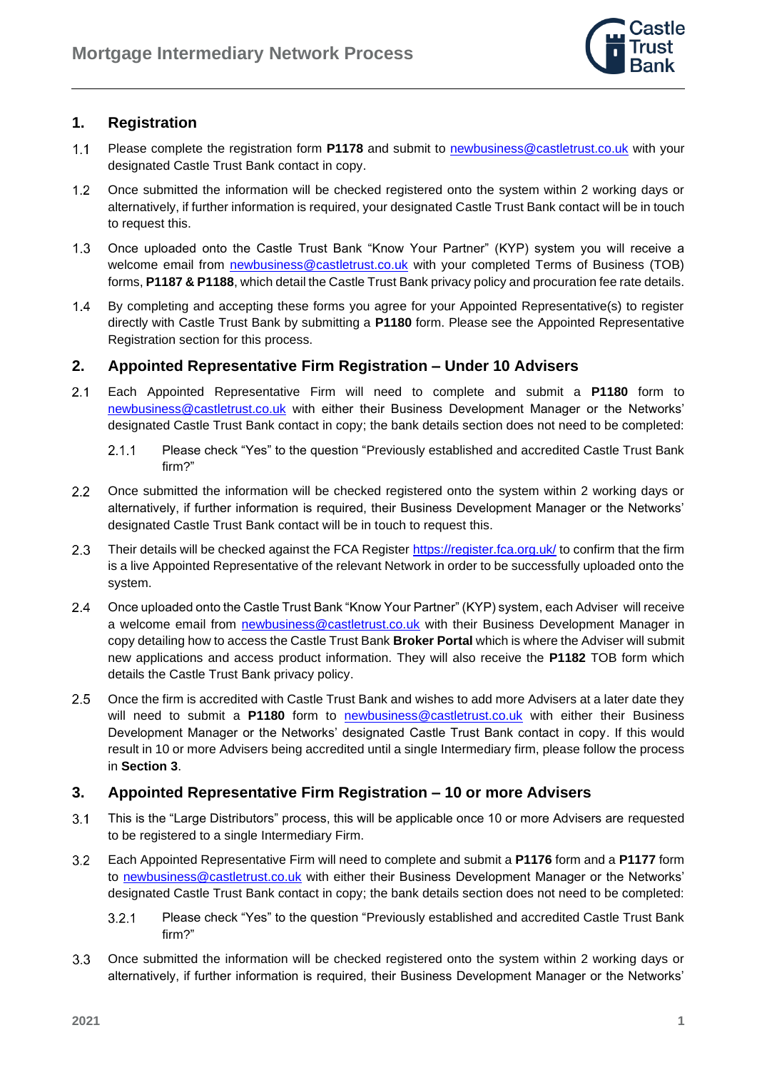# Mortgage Intermediary Network Process

## 1. Registration

1.1 Please complete the registration form **P1178** and submit to newbusiness@castletrust.co.uk with your designated Castle Trust Bank contact in copy.

1.2 Once submitted the information will be checked registered onto the system within 2 working days or alternatively, if further information is required, your designated Castle Trust Bank contact will be in touch to request this.

1.3 Once uploaded onto the Castle Trust Bank "Know Your Partner" (KYP) system you will receive a welcome email from newbusiness@castletrust.co.uk with your completed Terms of Business (TOB) forms, **P1187 & P1188**, which detail the Castle Trust Bank privacy policy and procuration fee rate details.

1.4 By completing and accepting these forms you agree for your Appointed Representative(s) to register directly with Castle Trust Bank by submitting a **P1180** form. Please see the Appointed Representative Registration section for this process.

## 2. Appointed Representative Firm Registration – Under 10 Advisers

2.1 Each Appointed Representative Firm will need to complete and submit a **P1180** form to newbusiness@castletrust.co.uk with either their Business Development Manager or the Networks' designated Castle Trust Bank contact in copy; the bank details section does not need to be completed:

2.1.1 Please check "Yes" to the question "Previously established and accredited Castle Trust Bank firm?"

2.2 Once submitted the information will be checked registered onto the system within 2 working days or alternatively, if further information is required, their Business Development Manager or the Networks' designated Castle Trust Bank contact will be in touch to request this.

2.3 Their details will be checked against the FCA Register https://register.fca.org.uk/ to confirm that the firm is a live Appointed Representative of the relevant Network in order to be successfully uploaded onto the system.

2.4 Once uploaded onto the Castle Trust Bank "Know Your Partner" (KYP) system, each Adviser will receive a welcome email from newbusiness@castletrust.co.uk with their Business Development Manager in copy detailing how to access the Castle Trust Bank **Broker Portal** which is where the Adviser will submit new applications and access product information. They will also receive the **P1182** TOB form which details the Castle Trust Bank privacy policy.

2.5 Once the firm is accredited with Castle Trust Bank and wishes to add more Advisers at a later date they will need to submit a **P1180** form to newbusiness@castletrust.co.uk with either their Business Development Manager or the Networks' designated Castle Trust Bank contact in copy. If this would result in 10 or more Advisers being accredited until a single Intermediary firm, please follow the process in **Section 3**.

## 3. Appointed Representative Firm Registration – 10 or more Advisers

3.1 This is the "Large Distributors" process, this will be applicable once 10 or more Advisers are requested to be registered to a single Intermediary Firm.

3.2 Each Appointed Representative Firm will need to complete and submit a **P1176** form and a **P1177** form to newbusiness@castletrust.co.uk with either their Business Development Manager or the Networks' designated Castle Trust Bank contact in copy; the bank details section does not need to be completed:

3.2.1 Please check "Yes" to the question "Previously established and accredited Castle Trust Bank firm?"

3.3 Once submitted the information will be checked registered onto the system within 2 working days or alternatively, if further information is required, their Business Development Manager or the Networks'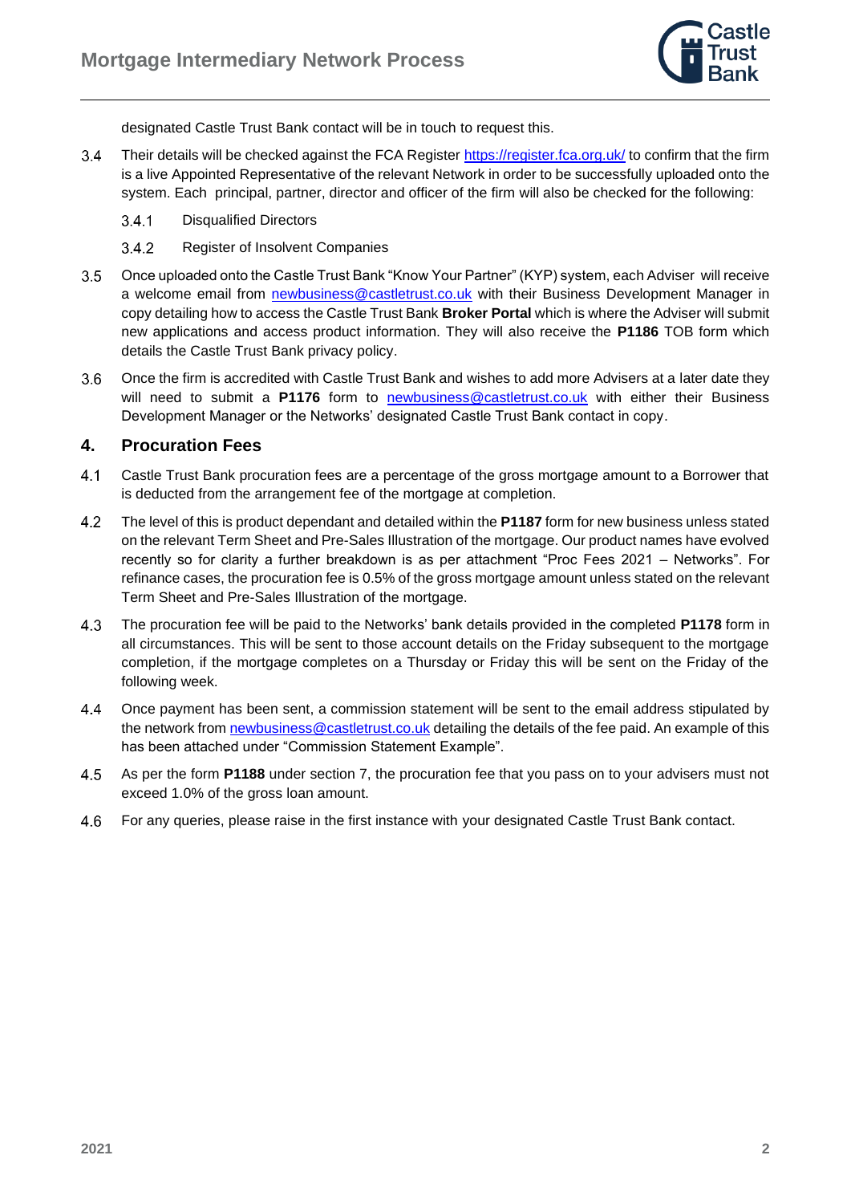designated Castle Trust Bank contact will be in touch to request this.

3.4 Their details will be checked against the FCA Register https://register.fca.org.uk/ to confirm that the firm is a live Appointed Representative of the relevant Network in order to be successfully uploaded onto the system. Each principal, partner, director and officer of the firm will also be checked for the following:

3.4.1 Disqualified Directors

3.4.2 Register of Insolvent Companies

3.5 Once uploaded onto the Castle Trust Bank "Know Your Partner" (KYP) system, each Adviser will receive a welcome email from newbusiness@castletrust.co.uk with their Business Development Manager in copy detailing how to access the Castle Trust Bank **Broker Portal** which is where the Adviser will submit new applications and access product information. They will also receive the **P1186** TOB form which details the Castle Trust Bank privacy policy.

3.6 Once the firm is accredited with Castle Trust Bank and wishes to add more Advisers at a later date they will need to submit a **P1176** form to newbusiness@castletrust.co.uk with either their Business Development Manager or the Networks' designated Castle Trust Bank contact in copy.

## 4. Procuration Fees

4.1 Castle Trust Bank procuration fees are a percentage of the gross mortgage amount to a Borrower that is deducted from the arrangement fee of the mortgage at completion.

4.2 The level of this is product dependant and detailed within the **P1187** form for new business unless stated on the relevant Term Sheet and Pre-Sales Illustration of the mortgage. Our product names have evolved recently so for clarity a further breakdown is as per attachment "Proc Fees 2021 – Networks". For refinance cases, the procuration fee is 0.5% of the gross mortgage amount unless stated on the relevant Term Sheet and Pre-Sales Illustration of the mortgage.

4.3 The procuration fee will be paid to the Networks' bank details provided in the completed **P1178** form in all circumstances. This will be sent to those account details on the Friday subsequent to the mortgage completion, if the mortgage completes on a Thursday or Friday this will be sent on the Friday of the following week.

4.4 Once payment has been sent, a commission statement will be sent to the email address stipulated by the network from newbusiness@castletrust.co.uk detailing the details of the fee paid. An example of this has been attached under "Commission Statement Example".

4.5 As per the form **P1188** under section 7, the procuration fee that you pass on to your advisers must not exceed 1.0% of the gross loan amount.

4.6 For any queries, please raise in the first instance with your designated Castle Trust Bank contact.